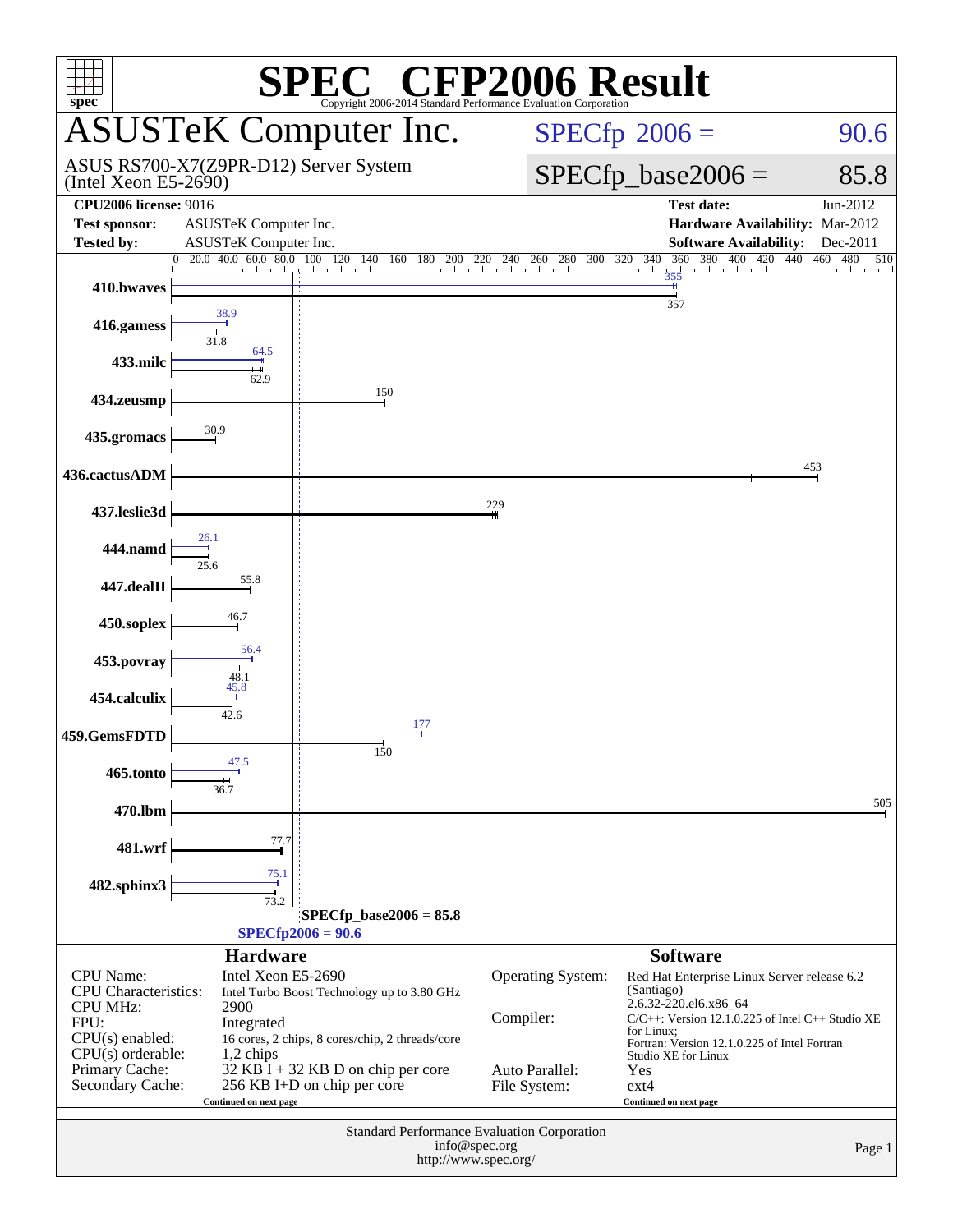# SPEC CFP2006 Result

Copyright 2006-2014 Standard Performance Evaluation Corporation

## ASUSTeK Computer Inc.

ASUS RS700-X7(Z9PR-D12) Server System (Intel Xeon E5-2690)

SPECfp 2006 = 90.6

SPECfp_base2006 = 85.8

| | | | |
|---|---|---|---|
| **CPU2006 license:** 9016 | | **Test date:** | Jun-2012 |
| **Test sponsor:** | ASUSTeK Computer Inc. | **Hardware Availability:** | Mar-2012 |
| **Tested by:** | ASUSTeK Computer Inc. | **Software Availability:** | Dec-2011 |

| Benchmark | Peak | Base |
|---|---|---|
| 410.bwaves | 355 | 357 |
| 416.gamess | 38.9 | 31.8 |
| 433.milc | 64.5 | 62.9 |
| 434.zeusmp | | 150 |
| 435.gromacs | | 30.9 |
| 436.cactusADM | | 453 |
| 437.leslie3d | | 229 |
| 444.namd | 26.1 | 25.6 |
| 447.dealII | | 55.8 |
| 450.soplex | | 46.7 |
| 453.povray | 56.4 | 48.1 |
| 454.calculix | 45.8 | 42.6 |
| 459.GemsFDTD | 177 | 150 |
| 465.tonto | 47.5 | 36.7 |
| 470.lbm | | 505 |
| 481.wrf | | 77.7 |
| 482.sphinx3 | 75.1 | 73.2 |

SPECfp_base2006 = 85.8

SPECfp2006 = 90.6

### Hardware

| | |
|---|---|
| CPU Name: | Intel Xeon E5-2690 |
| CPU Characteristics: | Intel Turbo Boost Technology up to 3.80 GHz |
| CPU MHz: | 2900 |
| FPU: | Integrated |
| CPU(s) enabled: | 16 cores, 2 chips, 8 cores/chip, 2 threads/core |
| CPU(s) orderable: | 1,2 chips |
| Primary Cache: | 32 KB I + 32 KB D on chip per core |
| Secondary Cache: | 256 KB I+D on chip per core |

Continued on next page

### Software

| | |
|---|---|
| Operating System: | Red Hat Enterprise Linux Server release 6.2 (Santiago) 2.6.32-220.el6.x86_64 |
| Compiler: | C/C++: Version 12.1.0.225 of Intel C++ Studio XE for Linux; Fortran: Version 12.1.0.225 of Intel Fortran Studio XE for Linux |
| Auto Parallel: | Yes |
| File System: | ext4 |

Continued on next page

Standard Performance Evaluation Corporation
info@spec.org
http://www.spec.org/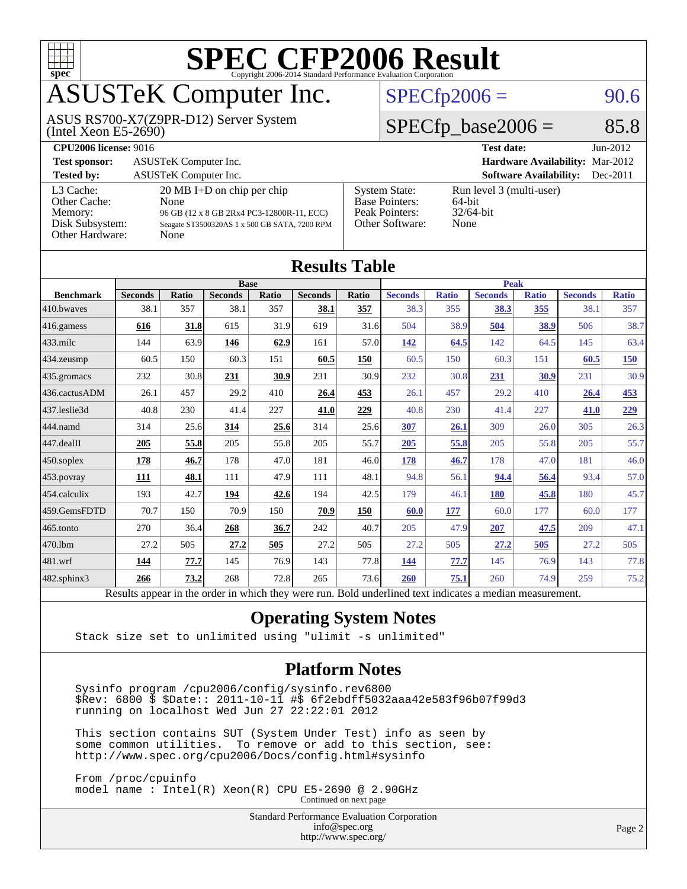# SPEC CFP2006 Result

Copyright 2006-2014 Standard Performance Evaluation Corporation

## ASUSTeK Computer Inc.

ASUS RS700-X7(Z9PR-D12) Server System
(Intel Xeon E5-2690)

SPECfp2006 = 90.6

SPECfp_base2006 = 85.8

| | | | |
|---|---|---|---|
| **CPU2006 license:** 9016 | | **Test date:** | Jun-2012 |
| **Test sponsor:** | ASUSTeK Computer Inc. | **Hardware Availability:** | Mar-2012 |
| **Tested by:** | ASUSTeK Computer Inc. | **Software Availability:** | Dec-2011 |

| | | | |
|---|---|---|---|
| L3 Cache: | 20 MB I+D on chip per chip | System State: | Run level 3 (multi-user) |
| Other Cache: | None | Base Pointers: | 64-bit |
| Memory: | 96 GB (12 x 8 GB 2Rx4 PC3-12800R-11, ECC) | Peak Pointers: | 32/64-bit |
| Disk Subsystem: | Seagate ST3500320AS 1 x 500 GB SATA, 7200 RPM | Other Software: | None |
| Other Hardware: | None | | |

## Results Table

| | Base | | | | | | Peak | | | | | |
|---|---|---|---|---|---|---|---|---|---|---|---|---|
| **Benchmark** | **Seconds** | **Ratio** | **Seconds** | **Ratio** | **Seconds** | **Ratio** | **Seconds** | **Ratio** | **Seconds** | **Ratio** | **Seconds** | **Ratio** |
| 410.bwaves | 38.1 | 357 | 38.1 | 357 | **38.1** | **357** | 38.3 | 355 | **38.3** | **355** | 38.1 | 357 |
| 416.gamess | **616** | **31.8** | 615 | 31.9 | 619 | 31.6 | 504 | 38.9 | **504** | **38.9** | 506 | 38.7 |
| 433.milc | 144 | 63.9 | **146** | **62.9** | 161 | 57.0 | **142** | **64.5** | 142 | 64.5 | 145 | 63.4 |
| 434.zeusmp | 60.5 | 150 | 60.3 | 151 | **60.5** | **150** | 60.5 | 150 | 60.3 | 151 | **60.5** | **150** |
| 435.gromacs | 232 | 30.8 | **231** | **30.9** | 231 | 30.9 | 232 | 30.8 | **231** | **30.9** | 231 | 30.9 |
| 436.cactusADM | 26.1 | 457 | 29.2 | 410 | **26.4** | **453** | 26.1 | 457 | 29.2 | 410 | **26.4** | **453** |
| 437.leslie3d | 40.8 | 230 | 41.4 | 227 | **41.0** | **229** | 40.8 | 230 | 41.4 | 227 | **41.0** | **229** |
| 444.namd | 314 | 25.6 | **314** | **25.6** | 314 | 25.6 | **307** | **26.1** | 309 | 26.0 | 305 | 26.3 |
| 447.dealII | **205** | **55.8** | 205 | 55.8 | 205 | 55.7 | **205** | **55.8** | 205 | 55.8 | 205 | 55.7 |
| 450.soplex | **178** | **46.7** | 178 | 47.0 | 181 | 46.0 | **178** | **46.7** | 178 | 47.0 | 181 | 46.0 |
| 453.povray | **111** | **48.1** | 111 | 47.9 | 111 | 48.1 | 94.8 | 56.1 | **94.4** | **56.4** | 93.4 | 57.0 |
| 454.calculix | 193 | 42.7 | **194** | **42.6** | 194 | 42.5 | 179 | 46.1 | **180** | **45.8** | 180 | 45.7 |
| 459.GemsFDTD | 70.7 | 150 | 70.9 | 150 | **70.9** | **150** | **60.0** | **177** | 60.0 | 177 | 60.0 | 177 |
| 465.tonto | 270 | 36.4 | **268** | **36.7** | 242 | 40.7 | 205 | 47.9 | **207** | **47.5** | 209 | 47.1 |
| 470.lbm | 27.2 | 505 | **27.2** | **505** | 27.2 | 505 | 27.2 | 505 | **27.2** | **505** | 27.2 | 505 |
| 481.wrf | **144** | **77.7** | 145 | 76.9 | 143 | 77.8 | **144** | **77.7** | 145 | 76.9 | 143 | 77.8 |
| 482.sphinx3 | **266** | **73.2** | 268 | 72.8 | 265 | 73.6 | **260** | **75.1** | 260 | 74.9 | 259 | 75.2 |

Results appear in the order in which they were run. Bold underlined text indicates a median measurement.

## Operating System Notes

```
Stack size set to unlimited using "ulimit -s unlimited"
```

## Platform Notes

```
Sysinfo program /cpu2006/config/sysinfo.rev6800
$Rev: 6800 $ $Date:: 2011-10-11 #$ 6f2ebdff5032aaa42e583f96b07f99d3
running on localhost Wed Jun 27 22:22:01 2012

This section contains SUT (System Under Test) info as seen by
some common utilities.  To remove or add to this section, see:
http://www.spec.org/cpu2006/Docs/config.html#sysinfo

From /proc/cpuinfo
model name : Intel(R) Xeon(R) CPU E5-2690 @ 2.90GHz
```

Continued on next page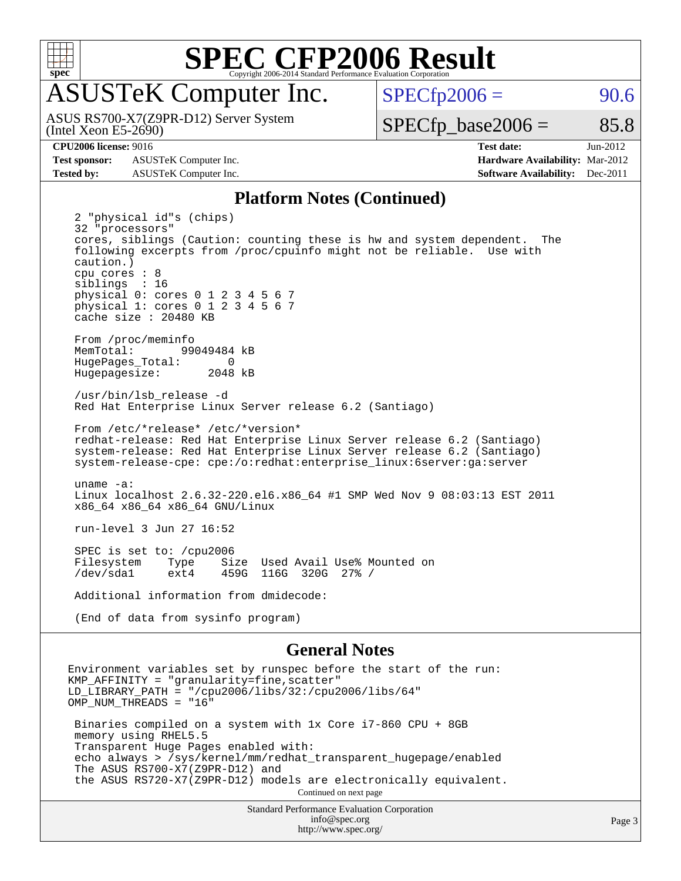# SPEC CFP2006 Result

Copyright 2006-2014 Standard Performance Evaluation Corporation

## ASUSTeK Computer Inc.

ASUS RS700-X7(Z9PR-D12) Server System
(Intel Xeon E5-2690)

SPECfp2006 = 90.6

SPECfp_base2006 = 85.8

| | | | |
|---|---|---|---|
| **CPU2006 license:** 9016 | | **Test date:** | Jun-2012 |
| **Test sponsor:** | ASUSTeK Computer Inc. | **Hardware Availability:** | Mar-2012 |
| **Tested by:** | ASUSTeK Computer Inc. | **Software Availability:** | Dec-2011 |

### Platform Notes (Continued)

```
2 "physical id"s (chips)
32 "processors"
cores, siblings (Caution: counting these is hw and system dependent.  The
following excerpts from /proc/cpuinfo might not be reliable.  Use with
caution.)
cpu cores : 8
siblings  : 16
physical 0: cores 0 1 2 3 4 5 6 7
physical 1: cores 0 1 2 3 4 5 6 7
cache size : 20480 KB

From /proc/meminfo
MemTotal:       99049484 kB
HugePages_Total:       0
Hugepagesize:       2048 kB

/usr/bin/lsb_release -d
Red Hat Enterprise Linux Server release 6.2 (Santiago)

From /etc/*release* /etc/*version*
redhat-release: Red Hat Enterprise Linux Server release 6.2 (Santiago)
system-release: Red Hat Enterprise Linux Server release 6.2 (Santiago)
system-release-cpe: cpe:/o:redhat:enterprise_linux:6server:ga:server

uname -a:
Linux localhost 2.6.32-220.el6.x86_64 #1 SMP Wed Nov 9 08:03:13 EST 2011
x86_64 x86_64 x86_64 GNU/Linux

run-level 3 Jun 27 16:52

SPEC is set to: /cpu2006
Filesystem    Type    Size  Used Avail Use% Mounted on
/dev/sda1     ext4    459G  116G  320G  27% /

Additional information from dmidecode:

(End of data from sysinfo program)
```

### General Notes

```
Environment variables set by runspec before the start of the run:
KMP_AFFINITY = "granularity=fine,scatter"
LD_LIBRARY_PATH = "/cpu2006/libs/32:/cpu2006/libs/64"
OMP_NUM_THREADS = "16"

 Binaries compiled on a system with 1x Core i7-860 CPU + 8GB
 memory using RHEL5.5
 Transparent Huge Pages enabled with:
 echo always > /sys/kernel/mm/redhat_transparent_hugepage/enabled
 The ASUS RS700-X7(Z9PR-D12) and
 the ASUS RS720-X7(Z9PR-D12) models are electronically equivalent.
```

Continued on next page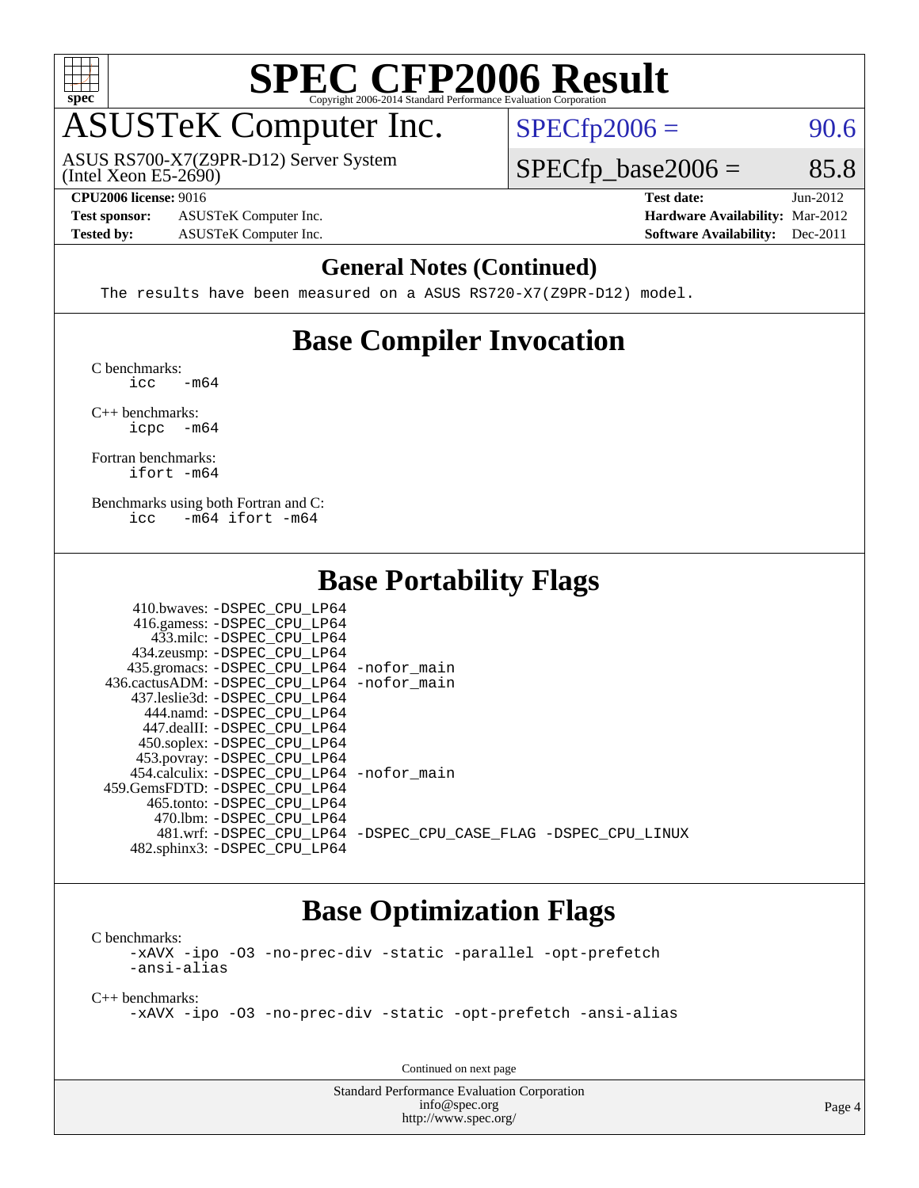# SPEC CFP2006 Result

Copyright 2006-2014 Standard Performance Evaluation Corporation

## ASUSTeK Computer Inc.

ASUS RS700-X7(Z9PR-D12) Server System (Intel Xeon E5-2690)

SPECfp2006 = 90.6

SPECfp_base2006 = 85.8

| | | | |
|---|---|---|---|
| **CPU2006 license:** 9016 | | **Test date:** | Jun-2012 |
| **Test sponsor:** | ASUSTeK Computer Inc. | **Hardware Availability:** | Mar-2012 |
| **Tested by:** | ASUSTeK Computer Inc. | **Software Availability:** | Dec-2011 |

## General Notes (Continued)

```
The results have been measured on a ASUS RS720-X7(Z9PR-D12) model.
```

## Base Compiler Invocation

C benchmarks:
```
icc   -m64
```

C++ benchmarks:
```
icpc  -m64
```

Fortran benchmarks:
```
ifort -m64
```

Benchmarks using both Fortran and C:
```
icc   -m64 ifort -m64
```

## Base Portability Flags

```
   410.bwaves: -DSPEC_CPU_LP64
   416.gamess: -DSPEC_CPU_LP64
     433.milc: -DSPEC_CPU_LP64
   434.zeusmp: -DSPEC_CPU_LP64
  435.gromacs: -DSPEC_CPU_LP64 -nofor_main
436.cactusADM: -DSPEC_CPU_LP64 -nofor_main
  437.leslie3d: -DSPEC_CPU_LP64
     444.namd: -DSPEC_CPU_LP64
   447.dealII: -DSPEC_CPU_LP64
   450.soplex: -DSPEC_CPU_LP64
   453.povray: -DSPEC_CPU_LP64
 454.calculix: -DSPEC_CPU_LP64 -nofor_main
459.GemsFDTD: -DSPEC_CPU_LP64
    465.tonto: -DSPEC_CPU_LP64
      470.lbm: -DSPEC_CPU_LP64
      481.wrf: -DSPEC_CPU_LP64 -DSPEC_CPU_CASE_FLAG -DSPEC_CPU_LINUX
  482.sphinx3: -DSPEC_CPU_LP64
```

## Base Optimization Flags

C benchmarks:
```
-xAVX -ipo -O3 -no-prec-div -static -parallel -opt-prefetch
-ansi-alias
```

C++ benchmarks:
```
-xAVX -ipo -O3 -no-prec-div -static -opt-prefetch -ansi-alias
```

Continued on next page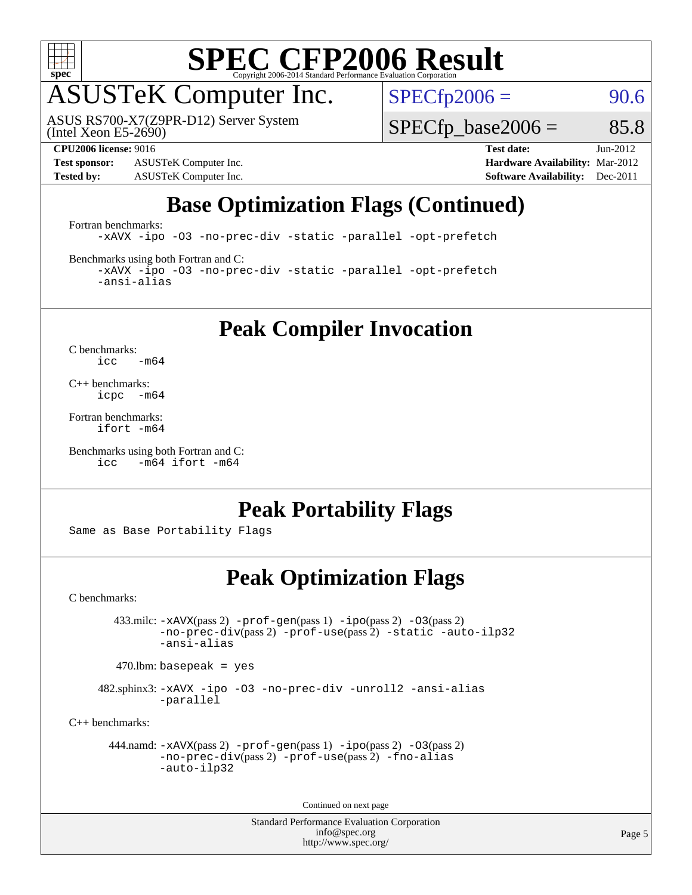# SPEC CFP2006 Result

Copyright 2006-2014 Standard Performance Evaluation Corporation

## ASUSTeK Computer Inc.

ASUS RS700-X7(Z9PR-D12) Server System
(Intel Xeon E5-2690)

SPECfp2006 = 90.6

SPECfp_base2006 = 85.8

**CPU2006 license:** 9016
**Test sponsor:** ASUSTeK Computer Inc.
**Tested by:** ASUSTeK Computer Inc.

**Test date:** Jun-2012
**Hardware Availability:** Mar-2012
**Software Availability:** Dec-2011

## Base Optimization Flags (Continued)

Fortran benchmarks:

```
-xAVX -ipo -O3 -no-prec-div -static -parallel -opt-prefetch
```

Benchmarks using both Fortran and C:

```
-xAVX -ipo -O3 -no-prec-div -static -parallel -opt-prefetch
-ansi-alias
```

## Peak Compiler Invocation

C benchmarks:

```
icc   -m64
```

C++ benchmarks:

```
icpc  -m64
```

Fortran benchmarks:

```
ifort -m64
```

Benchmarks using both Fortran and C:

```
icc   -m64 ifort -m64
```

## Peak Portability Flags

Same as Base Portability Flags

## Peak Optimization Flags

C benchmarks:

433.milc: -xAVX(pass 2) -prof-gen(pass 1) -ipo(pass 2) -O3(pass 2) -no-prec-div(pass 2) -prof-use(pass 2) -static -auto-ilp32 -ansi-alias

470.lbm: basepeak = yes

482.sphinx3: -xAVX -ipo -O3 -no-prec-div -unroll2 -ansi-alias -parallel

C++ benchmarks:

444.namd: -xAVX(pass 2) -prof-gen(pass 1) -ipo(pass 2) -O3(pass 2) -no-prec-div(pass 2) -prof-use(pass 2) -fno-alias -auto-ilp32

Continued on next page

Standard Performance Evaluation Corporation
info@spec.org
http://www.spec.org/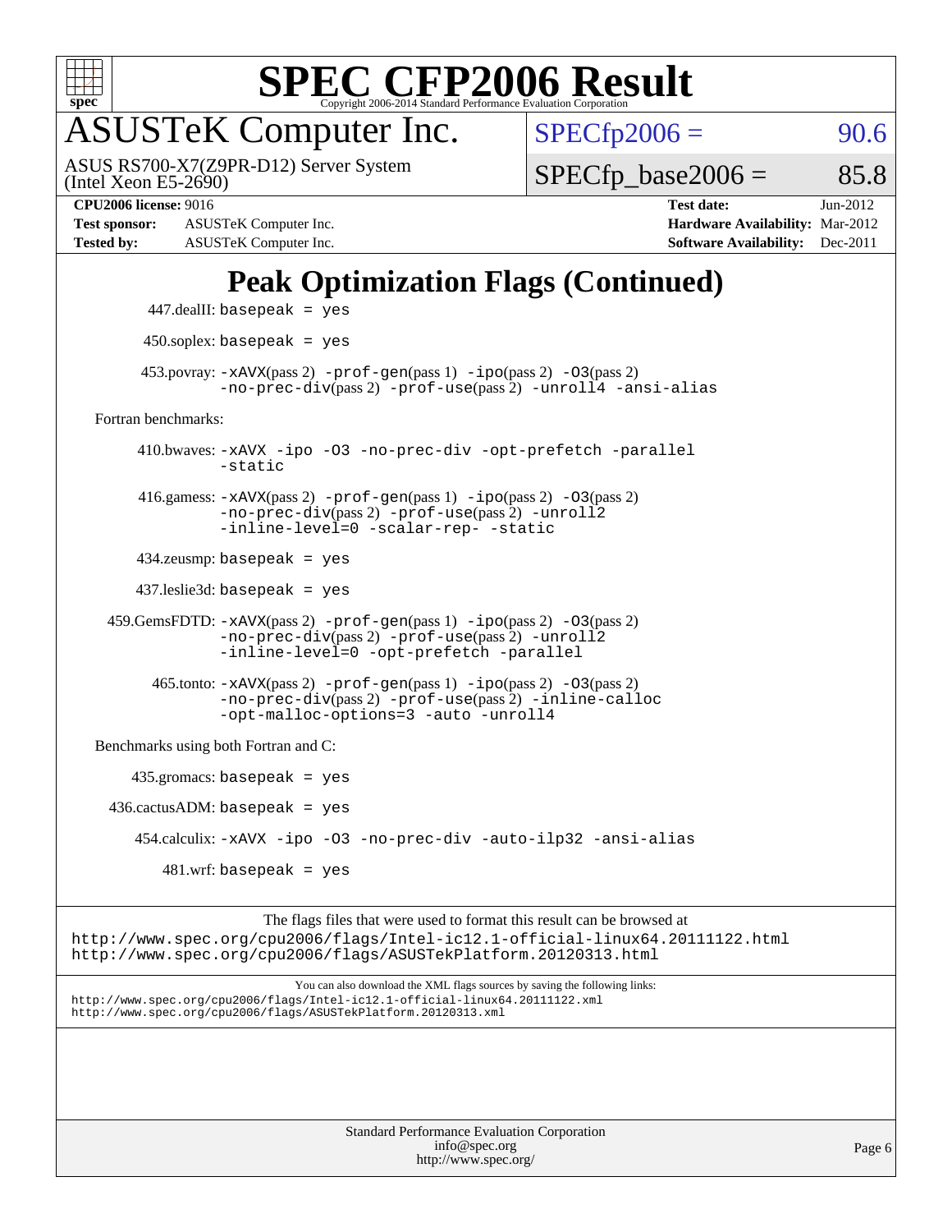# Peak Optimization Flags (Continued)

447.dealII: basepeak = yes

450.soplex: basepeak = yes

453.povray: -xAVX(pass 2) -prof-gen(pass 1) -ipo(pass 2) -O3(pass 2) -no-prec-div(pass 2) -prof-use(pass 2) -unroll4 -ansi-alias

Fortran benchmarks:

410.bwaves: -xAVX -ipo -O3 -no-prec-div -opt-prefetch -parallel -static

416.gamess: -xAVX(pass 2) -prof-gen(pass 1) -ipo(pass 2) -O3(pass 2) -no-prec-div(pass 2) -prof-use(pass 2) -unroll2 -inline-level=0 -scalar-rep- -static

434.zeusmp: basepeak = yes

437.leslie3d: basepeak = yes

459.GemsFDTD: -xAVX(pass 2) -prof-gen(pass 1) -ipo(pass 2) -O3(pass 2) -no-prec-div(pass 2) -prof-use(pass 2) -unroll2 -inline-level=0 -opt-prefetch -parallel

465.tonto: -xAVX(pass 2) -prof-gen(pass 1) -ipo(pass 2) -O3(pass 2) -no-prec-div(pass 2) -prof-use(pass 2) -inline-calloc -opt-malloc-options=3 -auto -unroll4

Benchmarks using both Fortran and C:

435.gromacs: basepeak = yes

436.cactusADM: basepeak = yes

454.calculix: -xAVX -ipo -O3 -no-prec-div -auto-ilp32 -ansi-alias

481.wrf: basepeak = yes

The flags files that were used to format this result can be browsed at
http://www.spec.org/cpu2006/flags/Intel-ic12.1-official-linux64.20111122.html
http://www.spec.org/cpu2006/flags/ASUSTekPlatform.20120313.html

You can also download the XML flags sources by saving the following links:
http://www.spec.org/cpu2006/flags/Intel-ic12.1-official-linux64.20111122.xml
http://www.spec.org/cpu2006/flags/ASUSTekPlatform.20120313.xml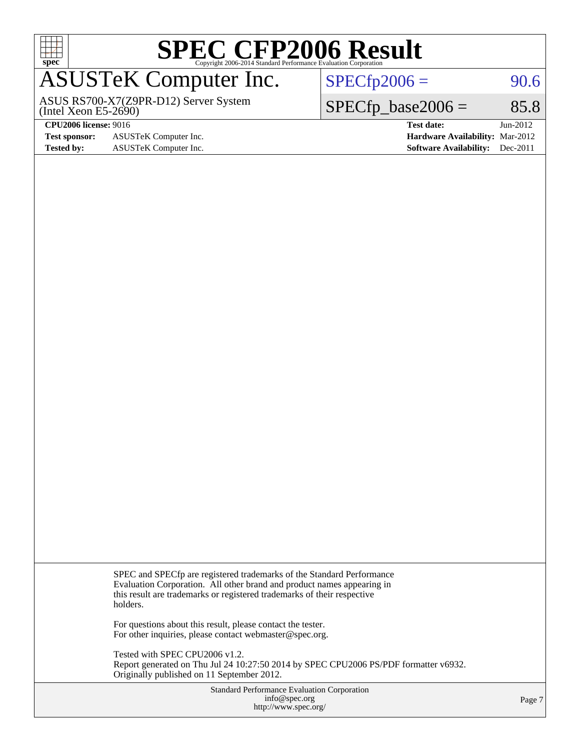SPEC and SPECfp are registered trademarks of the Standard Performance Evaluation Corporation. All other brand and product names appearing in this result are trademarks or registered trademarks of their respective holders.

For questions about this result, please contact the tester.
For other inquiries, please contact webmaster@spec.org.

Tested with SPEC CPU2006 v1.2.
Report generated on Thu Jul 24 10:27:50 2014 by SPEC CPU2006 PS/PDF formatter v6932.
Originally published on 11 September 2012.